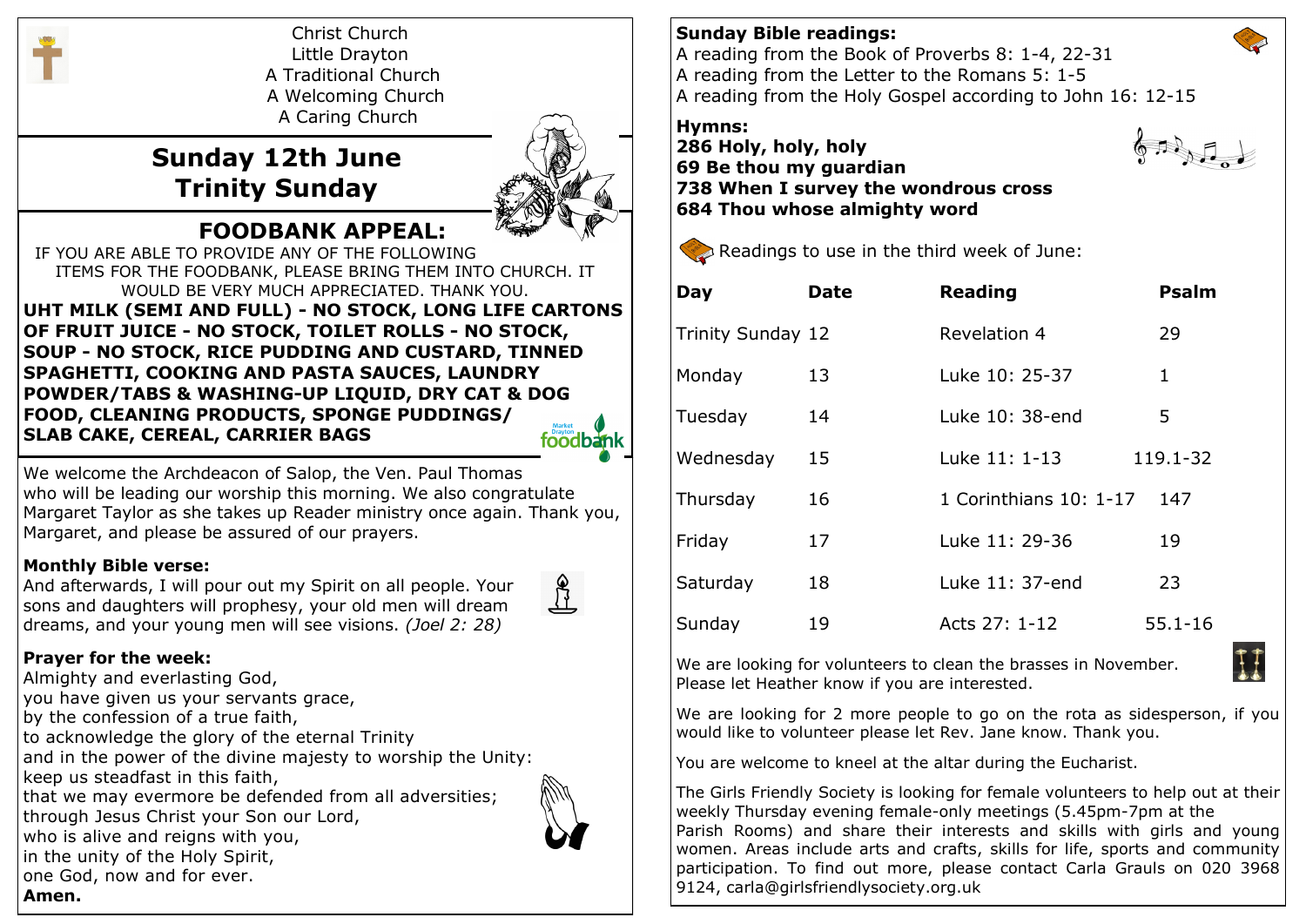Christ Church
Little Drayton
A Traditional Church
A Welcoming Church
A Caring Church

# Sunday 12th June
# Trinity Sunday

## FOODBANK APPEAL:

IF YOU ARE ABLE TO PROVIDE ANY OF THE FOLLOWING ITEMS FOR THE FOODBANK, PLEASE BRING THEM INTO CHURCH. IT WOULD BE VERY MUCH APPRECIATED. THANK YOU.

**UHT MILK (SEMI AND FULL) - NO STOCK, LONG LIFE CARTONS OF FRUIT JUICE - NO STOCK, TOILET ROLLS - NO STOCK, SOUP - NO STOCK, RICE PUDDING AND CUSTARD, TINNED SPAGHETTI, COOKING AND PASTA SAUCES, LAUNDRY POWDER/TABS & WASHING-UP LIQUID, DRY CAT & DOG FOOD, CLEANING PRODUCTS, SPONGE PUDDINGS/ SLAB CAKE, CEREAL, CARRIER BAGS**

We welcome the Archdeacon of Salop, the Ven. Paul Thomas who will be leading our worship this morning. We also congratulate Margaret Taylor as she takes up Reader ministry once again. Thank you, Margaret, and please be assured of our prayers.

**Monthly Bible verse:**
And afterwards, I will pour out my Spirit on all people. Your sons and daughters will prophesy, your old men will dream dreams, and your young men will see visions. *(Joel 2: 28)*

**Prayer for the week:**
Almighty and everlasting God,
you have given us your servants grace,
by the confession of a true faith,
to acknowledge the glory of the eternal Trinity
and in the power of the divine majesty to worship the Unity:
keep us steadfast in this faith,
that we may evermore be defended from all adversities;
through Jesus Christ your Son our Lord,
who is alive and reigns with you,
in the unity of the Holy Spirit,
one God, now and for ever.
**Amen.**

**Sunday Bible readings:**
A reading from the Book of Proverbs 8: 1-4, 22-31
A reading from the Letter to the Romans 5: 1-5
A reading from the Holy Gospel according to John 16: 12-15

**Hymns:**
**286 Holy, holy, holy**
**69 Be thou my guardian**
**738 When I survey the wondrous cross**
**684 Thou whose almighty word**

Readings to use in the third week of June:

| Day | Date | Reading | Psalm |
|---|---|---|---|
| Trinity Sunday | 12 | Revelation 4 | 29 |
| Monday | 13 | Luke 10: 25-37 | 1 |
| Tuesday | 14 | Luke 10: 38-end | 5 |
| Wednesday | 15 | Luke 11: 1-13 | 119.1-32 |
| Thursday | 16 | 1 Corinthians 10: 1-17 | 147 |
| Friday | 17 | Luke 11: 29-36 | 19 |
| Saturday | 18 | Luke 11: 37-end | 23 |
| Sunday | 19 | Acts 27: 1-12 | 55.1-16 |

We are looking for volunteers to clean the brasses in November. Please let Heather know if you are interested.

We are looking for 2 more people to go on the rota as sidesperson, if you would like to volunteer please let Rev. Jane know. Thank you.

You are welcome to kneel at the altar during the Eucharist.

The Girls Friendly Society is looking for female volunteers to help out at their weekly Thursday evening female-only meetings (5.45pm-7pm at the Parish Rooms) and share their interests and skills with girls and young women. Areas include arts and crafts, skills for life, sports and community participation. To find out more, please contact Carla Grauls on 020 3968 9124, carla@girlsfriendlysociety.org.uk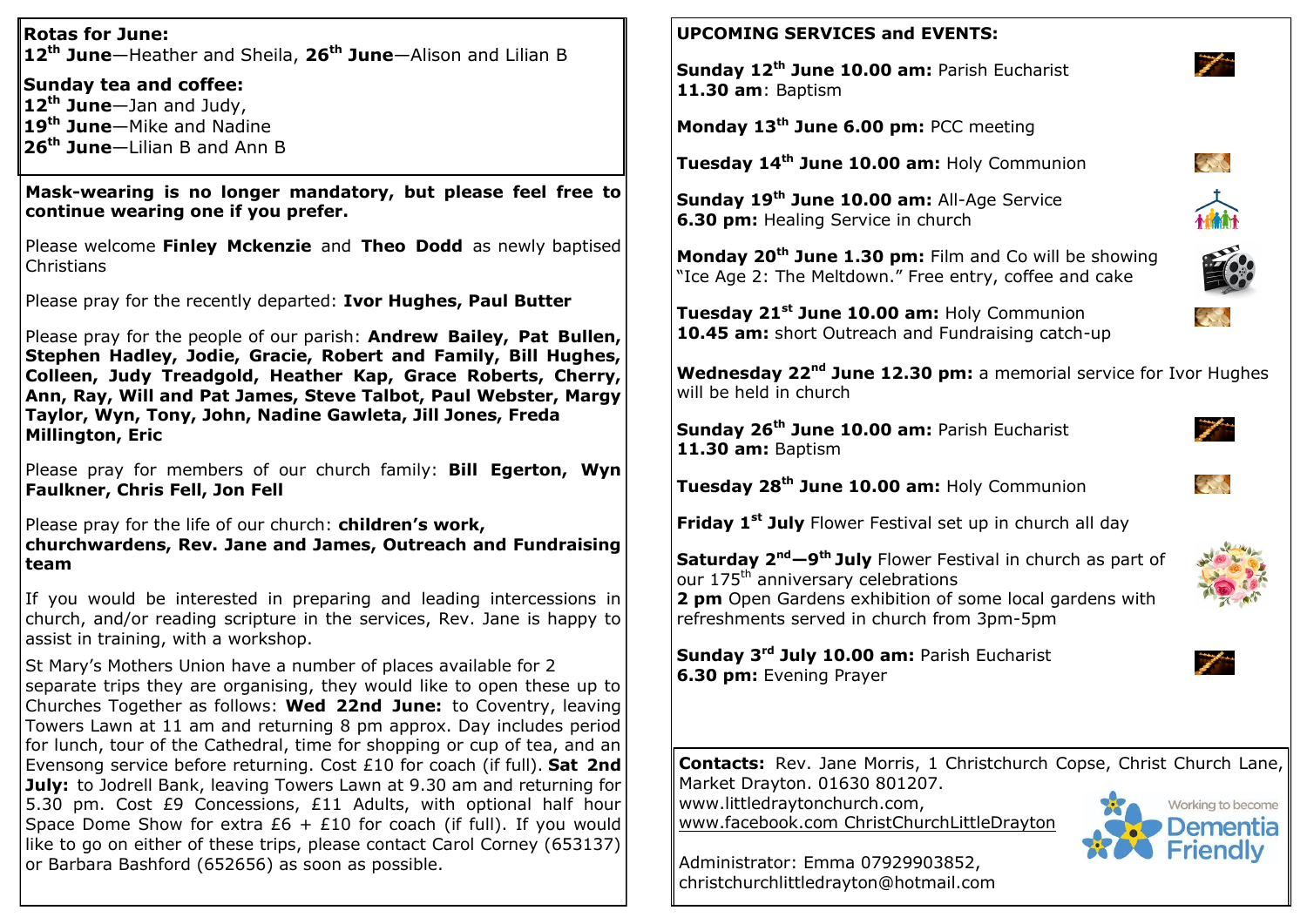**Rotas for June:**
**12th June**—Heather and Sheila, **26th June**—Alison and Lilian B

**Sunday tea and coffee:**
**12th June**—Jan and Judy,
**19th June**—Mike and Nadine
**26th June**—Lilian B and Ann B

**Mask-wearing is no longer mandatory, but please feel free to continue wearing one if you prefer.**

Please welcome **Finley Mckenzie** and **Theo Dodd** as newly baptised Christians

Please pray for the recently departed: **Ivor Hughes, Paul Butter**

Please pray for the people of our parish: **Andrew Bailey, Pat Bullen, Stephen Hadley, Jodie, Gracie, Robert and Family, Bill Hughes, Colleen, Judy Treadgold, Heather Kap, Grace Roberts, Cherry, Ann, Ray, Will and Pat James, Steve Talbot, Paul Webster, Margy Taylor, Wyn, Tony, John, Nadine Gawleta, Jill Jones, Freda Millington, Eric**

Please pray for members of our church family: **Bill Egerton, Wyn Faulkner, Chris Fell, Jon Fell**

Please pray for the life of our church: **children's work, churchwardens, Rev. Jane and James, Outreach and Fundraising team**

If you would be interested in preparing and leading intercessions in church, and/or reading scripture in the services, Rev. Jane is happy to assist in training, with a workshop.

St Mary's Mothers Union have a number of places available for 2 separate trips they are organising, they would like to open these up to Churches Together as follows: **Wed 22nd June:** to Coventry, leaving Towers Lawn at 11 am and returning 8 pm approx. Day includes period for lunch, tour of the Cathedral, time for shopping or cup of tea, and an Evensong service before returning. Cost £10 for coach (if full). **Sat 2nd July:** to Jodrell Bank, leaving Towers Lawn at 9.30 am and returning for 5.30 pm. Cost £9 Concessions, £11 Adults, with optional half hour Space Dome Show for extra £6 + £10 for coach (if full). If you would like to go on either of these trips, please contact Carol Corney (653137) or Barbara Bashford (652656) as soon as possible.

## UPCOMING SERVICES and EVENTS:

**Sunday 12th June 10.00 am:** Parish Eucharist
**11.30 am**: Baptism

**Monday 13th June 6.00 pm:** PCC meeting

**Tuesday 14th June 10.00 am:** Holy Communion

**Sunday 19th June 10.00 am:** All-Age Service
**6.30 pm:** Healing Service in church

**Monday 20th June 1.30 pm:** Film and Co will be showing "Ice Age 2: The Meltdown." Free entry, coffee and cake

**Tuesday 21st June 10.00 am:** Holy Communion
**10.45 am:** short Outreach and Fundraising catch-up

**Wednesday 22nd June 12.30 pm:** a memorial service for Ivor Hughes will be held in church

**Sunday 26th June 10.00 am:** Parish Eucharist
**11.30 am:** Baptism

**Tuesday 28th June 10.00 am:** Holy Communion

**Friday 1st July** Flower Festival set up in church all day

**Saturday 2nd—9th July** Flower Festival in church as part of our 175th anniversary celebrations
**2 pm** Open Gardens exhibition of some local gardens with refreshments served in church from 3pm-5pm

**Sunday 3rd July 10.00 am:** Parish Eucharist
**6.30 pm:** Evening Prayer

**Contacts:** Rev. Jane Morris, 1 Christchurch Copse, Christ Church Lane, Market Drayton. 01630 801207.
www.littledraytonchurch.com,
www.facebook.com ChristChurchLittleDrayton

Working to become Dementia Friendly

Administrator: Emma 07929903852,
christchurchlittledrayton@hotmail.com